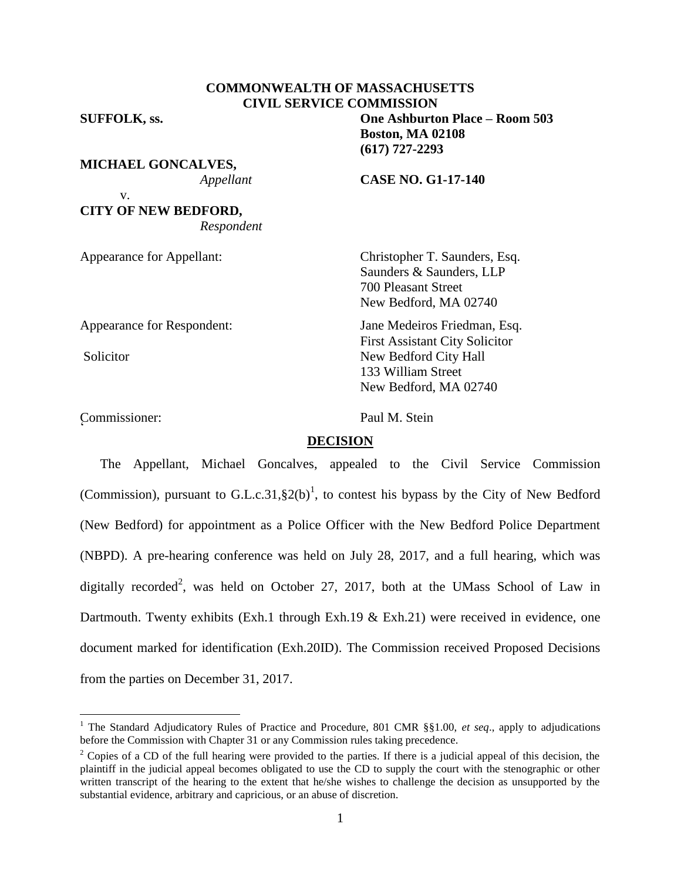**COMMONWEALTH OF MASSACHUSETTS**
**CIVIL SERVICE COMMISSION**

**SUFFOLK, ss.**

**One Ashburton Place – Room 503**
**Boston, MA 02108**
**(617) 727-2293**

**MICHAEL GONCALVES,**
*Appellant*

v.

**CITY OF NEW BEDFORD,**
*Respondent*

**CASE NO. G1-17-140**

Appearance for Appellant: Christopher T. Saunders, Esq.
Saunders & Saunders, LLP
700 Pleasant Street
New Bedford, MA 02740

Appearance for Respondent: Jane Medeiros Friedman, Esq.
First Assistant City Solicitor
Solicitor
New Bedford City Hall
133 William Street
New Bedford, MA 02740

Commissioner: Paul M. Stein

## DECISION

The Appellant, Michael Goncalves, appealed to the Civil Service Commission (Commission), pursuant to G.L.c.31,§2(b)[1], to contest his bypass by the City of New Bedford (New Bedford) for appointment as a Police Officer with the New Bedford Police Department (NBPD). A pre-hearing conference was held on July 28, 2017, and a full hearing, which was digitally recorded[2], was held on October 27, 2017, both at the UMass School of Law in Dartmouth. Twenty exhibits (Exh.1 through Exh.19 & Exh.21) were received in evidence, one document marked for identification (Exh.20ID). The Commission received Proposed Decisions from the parties on December 31, 2017.

[1] The Standard Adjudicatory Rules of Practice and Procedure, 801 CMR §§1.00, *et seq*., apply to adjudications before the Commission with Chapter 31 or any Commission rules taking precedence.

[2] Copies of a CD of the full hearing were provided to the parties. If there is a judicial appeal of this decision, the plaintiff in the judicial appeal becomes obligated to use the CD to supply the court with the stenographic or other written transcript of the hearing to the extent that he/she wishes to challenge the decision as unsupported by the substantial evidence, arbitrary and capricious, or an abuse of discretion.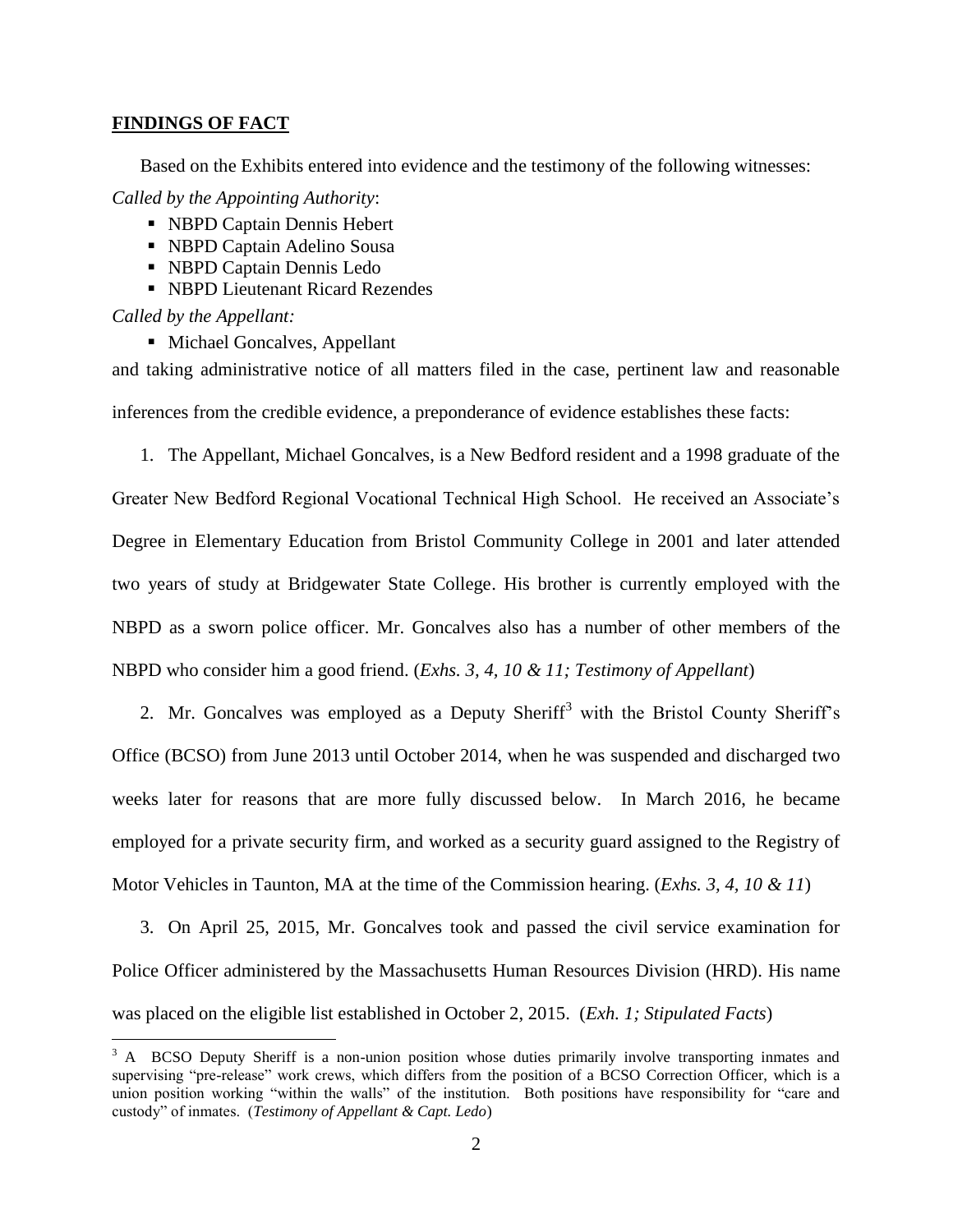## **FINDINGS OF FACT**

Based on the Exhibits entered into evidence and the testimony of the following witnesses:

*Called by the Appointing Authority*:

- NBPD Captain Dennis Hebert
- NBPD Captain Adelino Sousa
- NBPD Captain Dennis Ledo
- NBPD Lieutenant Ricard Rezendes

*Called by the Appellant:*

- Michael Goncalves, Appellant

and taking administrative notice of all matters filed in the case, pertinent law and reasonable inferences from the credible evidence, a preponderance of evidence establishes these facts:

1. The Appellant, Michael Goncalves, is a New Bedford resident and a 1998 graduate of the Greater New Bedford Regional Vocational Technical High School. He received an Associate's Degree in Elementary Education from Bristol Community College in 2001 and later attended two years of study at Bridgewater State College. His brother is currently employed with the NBPD as a sworn police officer. Mr. Goncalves also has a number of other members of the NBPD who consider him a good friend. (*Exhs. 3, 4, 10 & 11; Testimony of Appellant*)

2. Mr. Goncalves was employed as a Deputy Sheriff[3] with the Bristol County Sheriff's Office (BCSO) from June 2013 until October 2014, when he was suspended and discharged two weeks later for reasons that are more fully discussed below. In March 2016, he became employed for a private security firm, and worked as a security guard assigned to the Registry of Motor Vehicles in Taunton, MA at the time of the Commission hearing. (*Exhs. 3, 4, 10 & 11*)

3. On April 25, 2015, Mr. Goncalves took and passed the civil service examination for Police Officer administered by the Massachusetts Human Resources Division (HRD). His name was placed on the eligible list established in October 2, 2015. (*Exh. 1; Stipulated Facts*)

[3] A BCSO Deputy Sheriff is a non-union position whose duties primarily involve transporting inmates and supervising "pre-release" work crews, which differs from the position of a BCSO Correction Officer, which is a union position working "within the walls" of the institution. Both positions have responsibility for "care and custody" of inmates. (*Testimony of Appellant & Capt. Ledo*)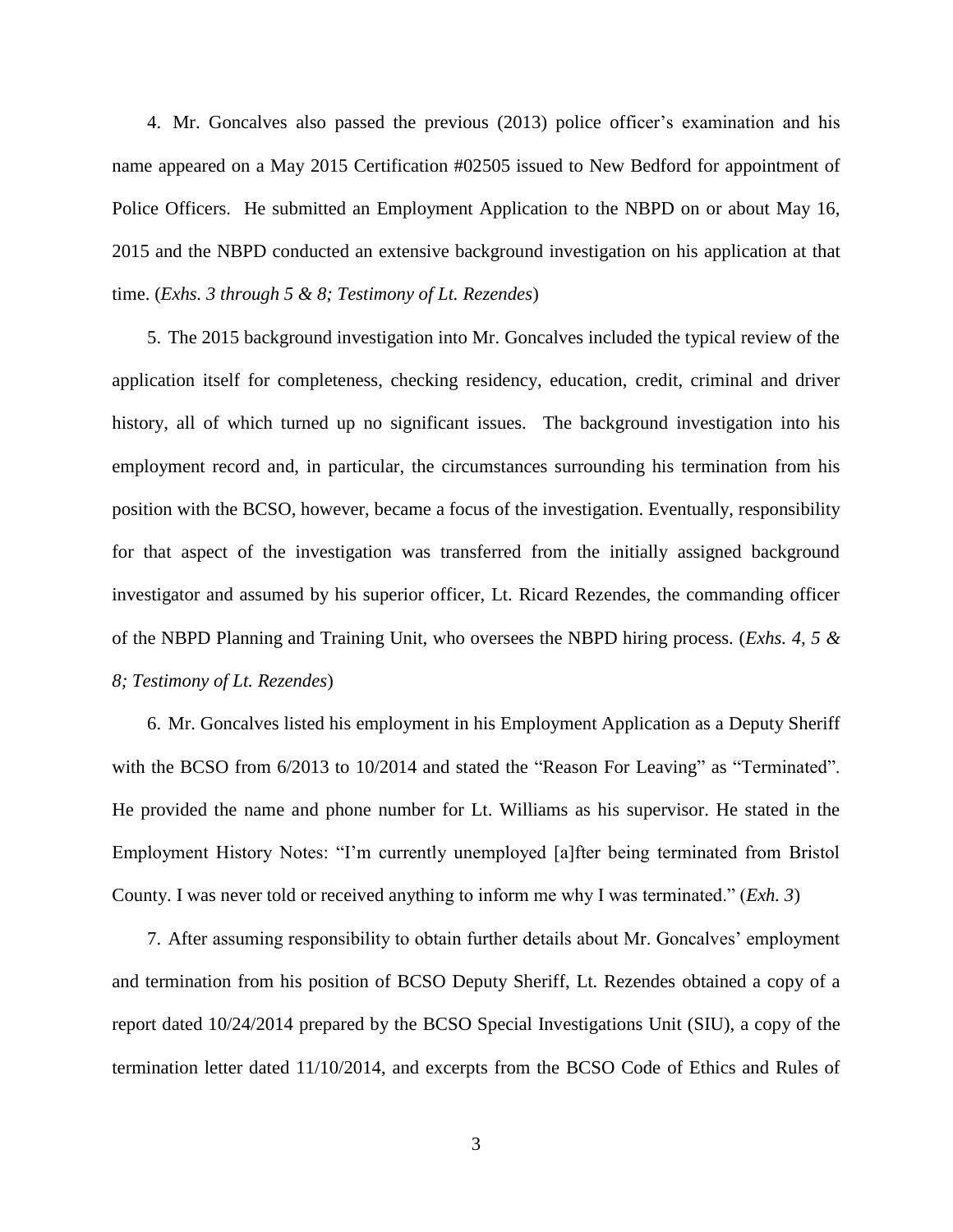4. Mr. Goncalves also passed the previous (2013) police officer's examination and his name appeared on a May 2015 Certification #02505 issued to New Bedford for appointment of Police Officers. He submitted an Employment Application to the NBPD on or about May 16, 2015 and the NBPD conducted an extensive background investigation on his application at that time. (*Exhs. 3 through 5 & 8; Testimony of Lt. Rezendes*)

5. The 2015 background investigation into Mr. Goncalves included the typical review of the application itself for completeness, checking residency, education, credit, criminal and driver history, all of which turned up no significant issues. The background investigation into his employment record and, in particular, the circumstances surrounding his termination from his position with the BCSO, however, became a focus of the investigation. Eventually, responsibility for that aspect of the investigation was transferred from the initially assigned background investigator and assumed by his superior officer, Lt. Ricard Rezendes, the commanding officer of the NBPD Planning and Training Unit, who oversees the NBPD hiring process. (*Exhs. 4, 5 & 8; Testimony of Lt. Rezendes*)

6. Mr. Goncalves listed his employment in his Employment Application as a Deputy Sheriff with the BCSO from 6/2013 to 10/2014 and stated the "Reason For Leaving" as "Terminated". He provided the name and phone number for Lt. Williams as his supervisor. He stated in the Employment History Notes: "I'm currently unemployed [a]fter being terminated from Bristol County. I was never told or received anything to inform me why I was terminated." (*Exh. 3*)

7. After assuming responsibility to obtain further details about Mr. Goncalves' employment and termination from his position of BCSO Deputy Sheriff, Lt. Rezendes obtained a copy of a report dated 10/24/2014 prepared by the BCSO Special Investigations Unit (SIU), a copy of the termination letter dated 11/10/2014, and excerpts from the BCSO Code of Ethics and Rules of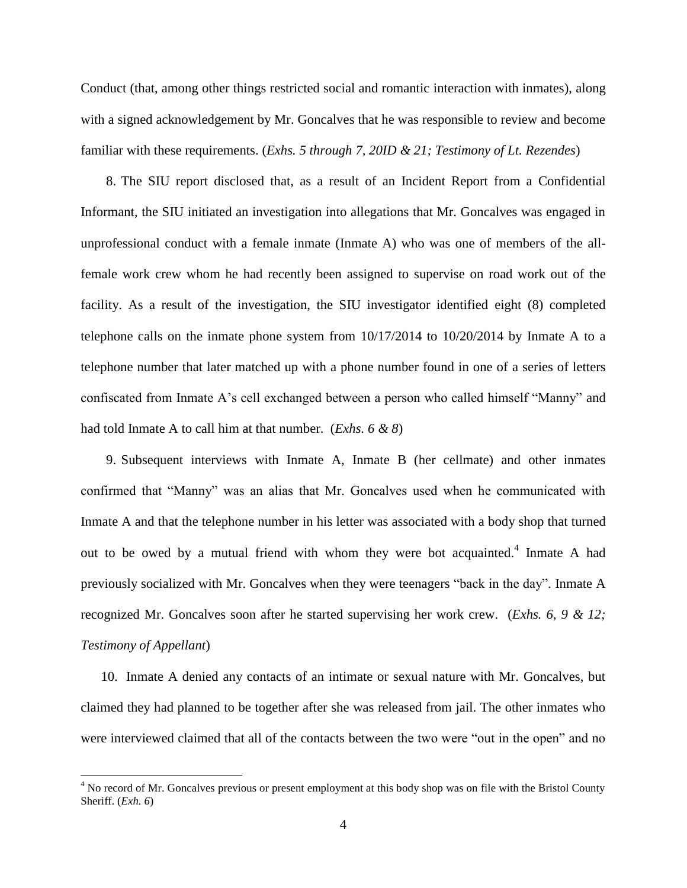Conduct (that, among other things restricted social and romantic interaction with inmates), along with a signed acknowledgement by Mr. Goncalves that he was responsible to review and become familiar with these requirements. (*Exhs. 5 through 7, 20ID & 21; Testimony of Lt. Rezendes*)

8. The SIU report disclosed that, as a result of an Incident Report from a Confidential Informant, the SIU initiated an investigation into allegations that Mr. Goncalves was engaged in unprofessional conduct with a female inmate (Inmate A) who was one of members of the all-female work crew whom he had recently been assigned to supervise on road work out of the facility. As a result of the investigation, the SIU investigator identified eight (8) completed telephone calls on the inmate phone system from 10/17/2014 to 10/20/2014 by Inmate A to a telephone number that later matched up with a phone number found in one of a series of letters confiscated from Inmate A's cell exchanged between a person who called himself "Manny" and had told Inmate A to call him at that number. (*Exhs. 6 & 8*)

9. Subsequent interviews with Inmate A, Inmate B (her cellmate) and other inmates confirmed that "Manny" was an alias that Mr. Goncalves used when he communicated with Inmate A and that the telephone number in his letter was associated with a body shop that turned out to be owed by a mutual friend with whom they were bot acquainted.[4] Inmate A had previously socialized with Mr. Goncalves when they were teenagers "back in the day". Inmate A recognized Mr. Goncalves soon after he started supervising her work crew. (*Exhs. 6, 9 & 12; Testimony of Appellant*)

10. Inmate A denied any contacts of an intimate or sexual nature with Mr. Goncalves, but claimed they had planned to be together after she was released from jail. The other inmates who were interviewed claimed that all of the contacts between the two were "out in the open" and no

---

[4] No record of Mr. Goncalves previous or present employment at this body shop was on file with the Bristol County Sheriff. (*Exh. 6*)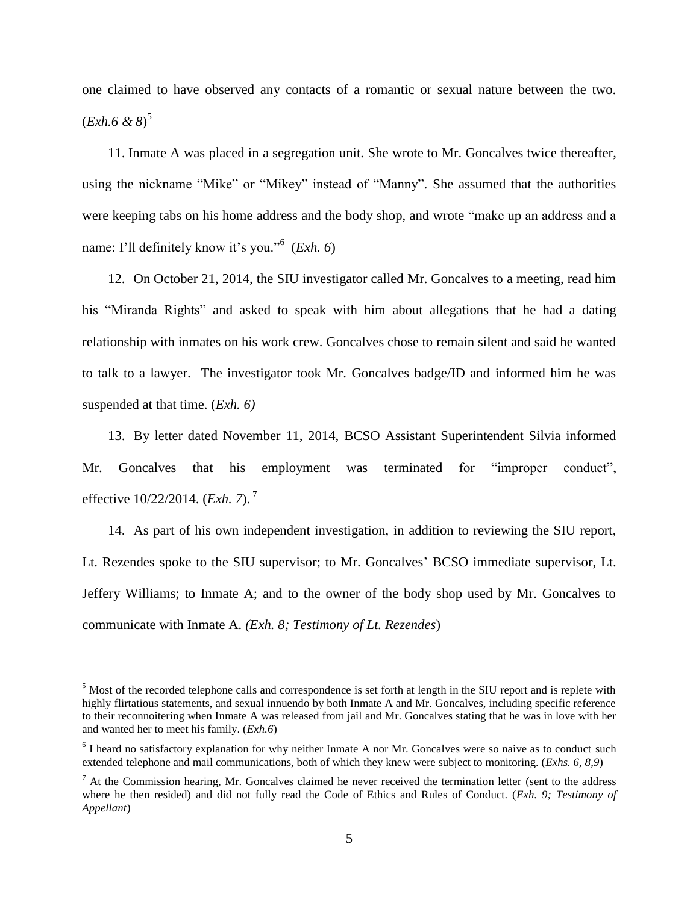one claimed to have observed any contacts of a romantic or sexual nature between the two. (*Exh.6 & 8*)[5]

11. Inmate A was placed in a segregation unit. She wrote to Mr. Goncalves twice thereafter, using the nickname "Mike" or "Mikey" instead of "Manny". She assumed that the authorities were keeping tabs on his home address and the body shop, and wrote "make up an address and a name: I'll definitely know it's you."[6] (*Exh. 6*)

12. On October 21, 2014, the SIU investigator called Mr. Goncalves to a meeting, read him his "Miranda Rights" and asked to speak with him about allegations that he had a dating relationship with inmates on his work crew. Goncalves chose to remain silent and said he wanted to talk to a lawyer. The investigator took Mr. Goncalves badge/ID and informed him he was suspended at that time. (*Exh. 6)*

13. By letter dated November 11, 2014, BCSO Assistant Superintendent Silvia informed Mr. Goncalves that his employment was terminated for "improper conduct", effective 10/22/2014. (*Exh. 7*).[7]

14. As part of his own independent investigation, in addition to reviewing the SIU report, Lt. Rezendes spoke to the SIU supervisor; to Mr. Goncalves' BCSO immediate supervisor, Lt. Jeffery Williams; to Inmate A; and to the owner of the body shop used by Mr. Goncalves to communicate with Inmate A. *(Exh. 8; Testimony of Lt. Rezendes*)

---

[5] Most of the recorded telephone calls and correspondence is set forth at length in the SIU report and is replete with highly flirtatious statements, and sexual innuendo by both Inmate A and Mr. Goncalves, including specific reference to their reconnoitering when Inmate A was released from jail and Mr. Goncalves stating that he was in love with her and wanted her to meet his family. (*Exh.6*)

[6] I heard no satisfactory explanation for why neither Inmate A nor Mr. Goncalves were so naive as to conduct such extended telephone and mail communications, both of which they knew were subject to monitoring. (*Exhs. 6, 8,9*)

[7] At the Commission hearing, Mr. Goncalves claimed he never received the termination letter (sent to the address where he then resided) and did not fully read the Code of Ethics and Rules of Conduct. (*Exh. 9; Testimony of Appellant*)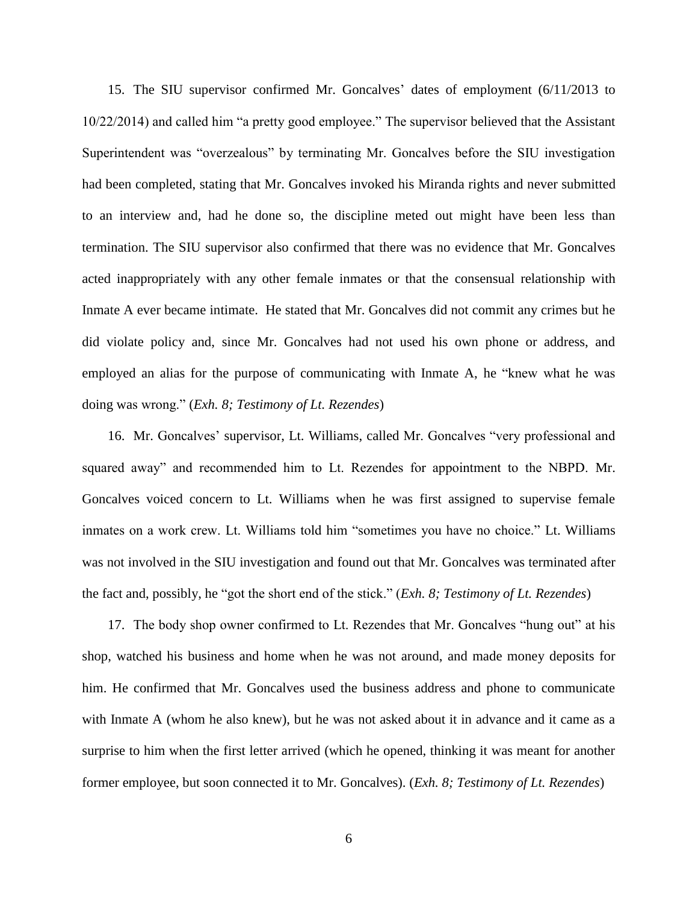15. The SIU supervisor confirmed Mr. Goncalves' dates of employment (6/11/2013 to 10/22/2014) and called him "a pretty good employee." The supervisor believed that the Assistant Superintendent was "overzealous" by terminating Mr. Goncalves before the SIU investigation had been completed, stating that Mr. Goncalves invoked his Miranda rights and never submitted to an interview and, had he done so, the discipline meted out might have been less than termination. The SIU supervisor also confirmed that there was no evidence that Mr. Goncalves acted inappropriately with any other female inmates or that the consensual relationship with Inmate A ever became intimate. He stated that Mr. Goncalves did not commit any crimes but he did violate policy and, since Mr. Goncalves had not used his own phone or address, and employed an alias for the purpose of communicating with Inmate A, he "knew what he was doing was wrong." (*Exh. 8; Testimony of Lt. Rezendes*)

16. Mr. Goncalves' supervisor, Lt. Williams, called Mr. Goncalves "very professional and squared away" and recommended him to Lt. Rezendes for appointment to the NBPD. Mr. Goncalves voiced concern to Lt. Williams when he was first assigned to supervise female inmates on a work crew. Lt. Williams told him "sometimes you have no choice." Lt. Williams was not involved in the SIU investigation and found out that Mr. Goncalves was terminated after the fact and, possibly, he "got the short end of the stick." (*Exh. 8; Testimony of Lt. Rezendes*)

17. The body shop owner confirmed to Lt. Rezendes that Mr. Goncalves "hung out" at his shop, watched his business and home when he was not around, and made money deposits for him. He confirmed that Mr. Goncalves used the business address and phone to communicate with Inmate A (whom he also knew), but he was not asked about it in advance and it came as a surprise to him when the first letter arrived (which he opened, thinking it was meant for another former employee, but soon connected it to Mr. Goncalves). (*Exh. 8; Testimony of Lt. Rezendes*)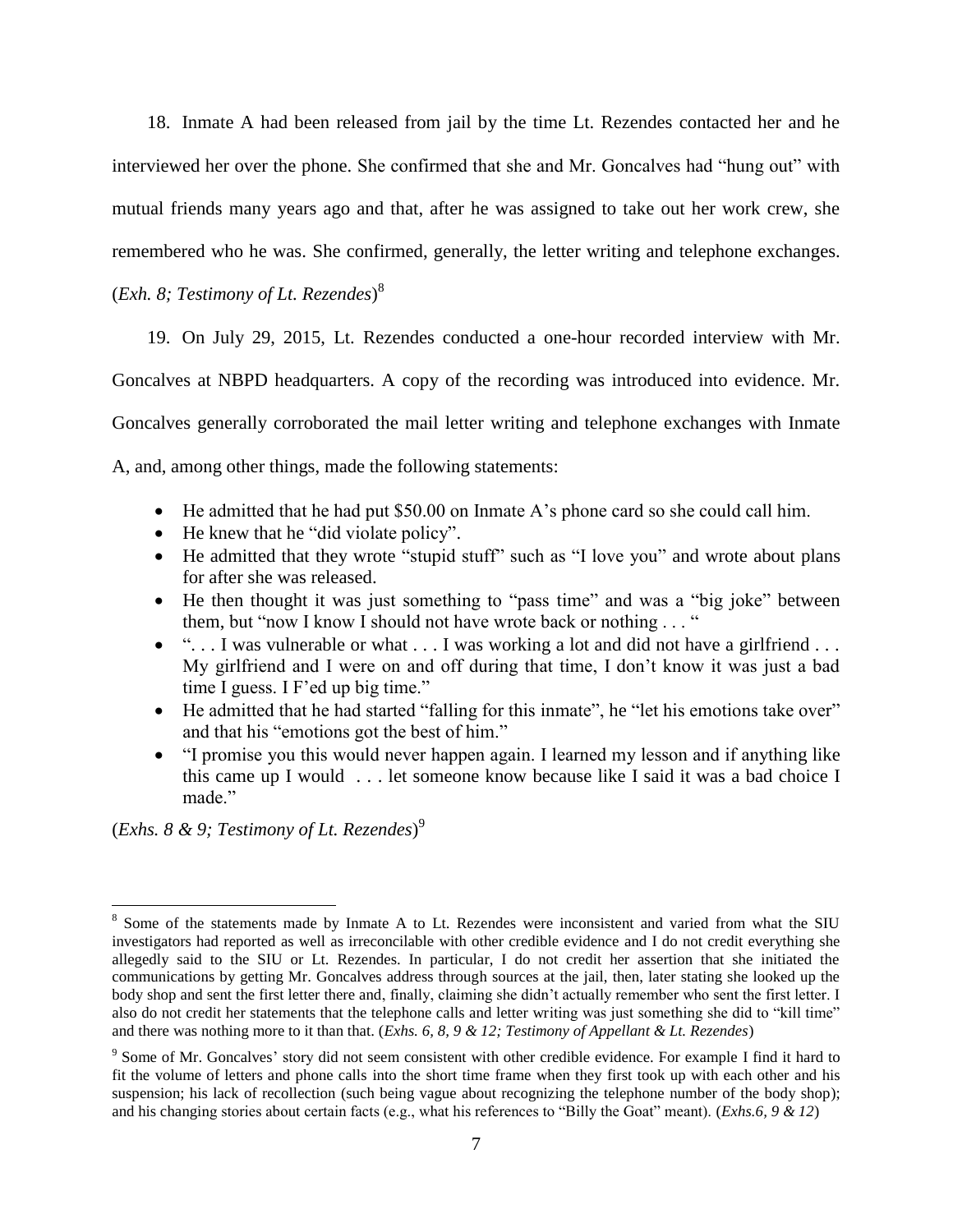18. Inmate A had been released from jail by the time Lt. Rezendes contacted her and he interviewed her over the phone. She confirmed that she and Mr. Goncalves had "hung out" with mutual friends many years ago and that, after he was assigned to take out her work crew, she remembered who he was. She confirmed, generally, the letter writing and telephone exchanges. (*Exh. 8; Testimony of Lt. Rezendes*)[8]

19. On July 29, 2015, Lt. Rezendes conducted a one-hour recorded interview with Mr. Goncalves at NBPD headquarters. A copy of the recording was introduced into evidence. Mr. Goncalves generally corroborated the mail letter writing and telephone exchanges with Inmate A, and, among other things, made the following statements:

- He admitted that he had put $50.00 on Inmate A's phone card so she could call him.
- He knew that he "did violate policy".
- He admitted that they wrote "stupid stuff" such as "I love you" and wrote about plans for after she was released.
- He then thought it was just something to "pass time" and was a "big joke" between them, but "now I know I should not have wrote back or nothing . . . "
- ". . . I was vulnerable or what . . . I was working a lot and did not have a girlfriend . . . My girlfriend and I were on and off during that time, I don't know it was just a bad time I guess. I F'ed up big time."
- He admitted that he had started "falling for this inmate", he "let his emotions take over" and that his "emotions got the best of him."
- "I promise you this would never happen again. I learned my lesson and if anything like this came up I would . . . let someone know because like I said it was a bad choice I made."

(*Exhs. 8 & 9; Testimony of Lt. Rezendes*)[9]

---

[8] Some of the statements made by Inmate A to Lt. Rezendes were inconsistent and varied from what the SIU investigators had reported as well as irreconcilable with other credible evidence and I do not credit everything she allegedly said to the SIU or Lt. Rezendes. In particular, I do not credit her assertion that she initiated the communications by getting Mr. Goncalves address through sources at the jail, then, later stating she looked up the body shop and sent the first letter there and, finally, claiming she didn't actually remember who sent the first letter. I also do not credit her statements that the telephone calls and letter writing was just something she did to "kill time" and there was nothing more to it than that. (*Exhs. 6, 8, 9 & 12; Testimony of Appellant & Lt. Rezendes*)

[9] Some of Mr. Goncalves' story did not seem consistent with other credible evidence. For example I find it hard to fit the volume of letters and phone calls into the short time frame when they first took up with each other and his suspension; his lack of recollection (such being vague about recognizing the telephone number of the body shop); and his changing stories about certain facts (e.g., what his references to "Billy the Goat" meant). (*Exhs.6, 9 & 12*)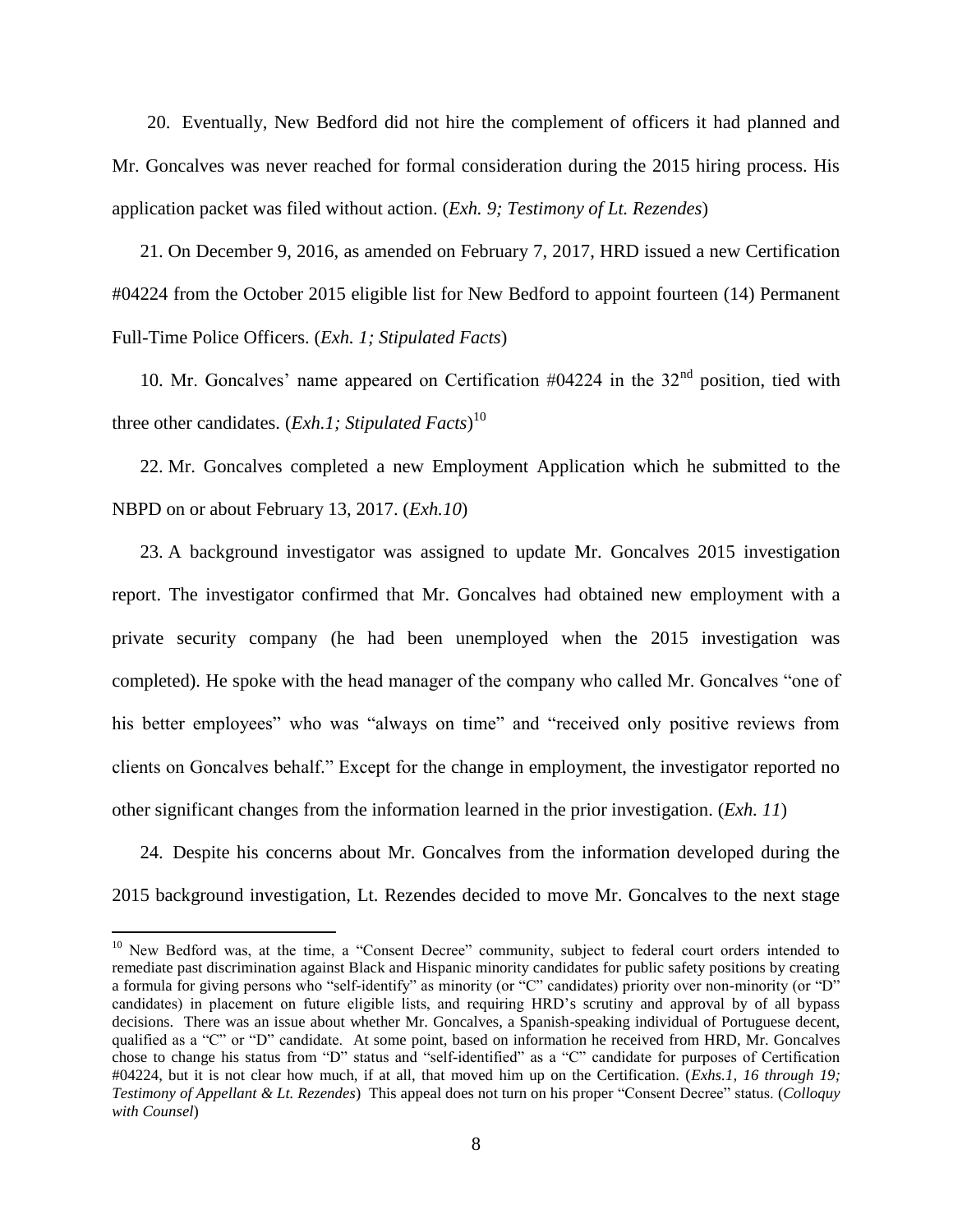20. Eventually, New Bedford did not hire the complement of officers it had planned and Mr. Goncalves was never reached for formal consideration during the 2015 hiring process. His application packet was filed without action. (*Exh. 9; Testimony of Lt. Rezendes*)

21. On December 9, 2016, as amended on February 7, 2017, HRD issued a new Certification #04224 from the October 2015 eligible list for New Bedford to appoint fourteen (14) Permanent Full-Time Police Officers. (*Exh. 1; Stipulated Facts*)

10. Mr. Goncalves' name appeared on Certification #04224 in the 32nd position, tied with three other candidates. (*Exh.1; Stipulated Facts*)[10]

22. Mr. Goncalves completed a new Employment Application which he submitted to the NBPD on or about February 13, 2017. (*Exh.10*)

23. A background investigator was assigned to update Mr. Goncalves 2015 investigation report. The investigator confirmed that Mr. Goncalves had obtained new employment with a private security company (he had been unemployed when the 2015 investigation was completed). He spoke with the head manager of the company who called Mr. Goncalves "one of his better employees" who was "always on time" and "received only positive reviews from clients on Goncalves behalf." Except for the change in employment, the investigator reported no other significant changes from the information learned in the prior investigation. (*Exh. 11*)

24. Despite his concerns about Mr. Goncalves from the information developed during the 2015 background investigation, Lt. Rezendes decided to move Mr. Goncalves to the next stage

[10] New Bedford was, at the time, a "Consent Decree" community, subject to federal court orders intended to remediate past discrimination against Black and Hispanic minority candidates for public safety positions by creating a formula for giving persons who "self-identify" as minority (or "C" candidates) priority over non-minority (or "D" candidates) in placement on future eligible lists, and requiring HRD's scrutiny and approval by of all bypass decisions. There was an issue about whether Mr. Goncalves, a Spanish-speaking individual of Portuguese decent, qualified as a "C" or "D" candidate. At some point, based on information he received from HRD, Mr. Goncalves chose to change his status from "D" status and "self-identified" as a "C" candidate for purposes of Certification #04224, but it is not clear how much, if at all, that moved him up on the Certification. (*Exhs.1, 16 through 19; Testimony of Appellant & Lt. Rezendes*) This appeal does not turn on his proper "Consent Decree" status. (*Colloquy with Counsel*)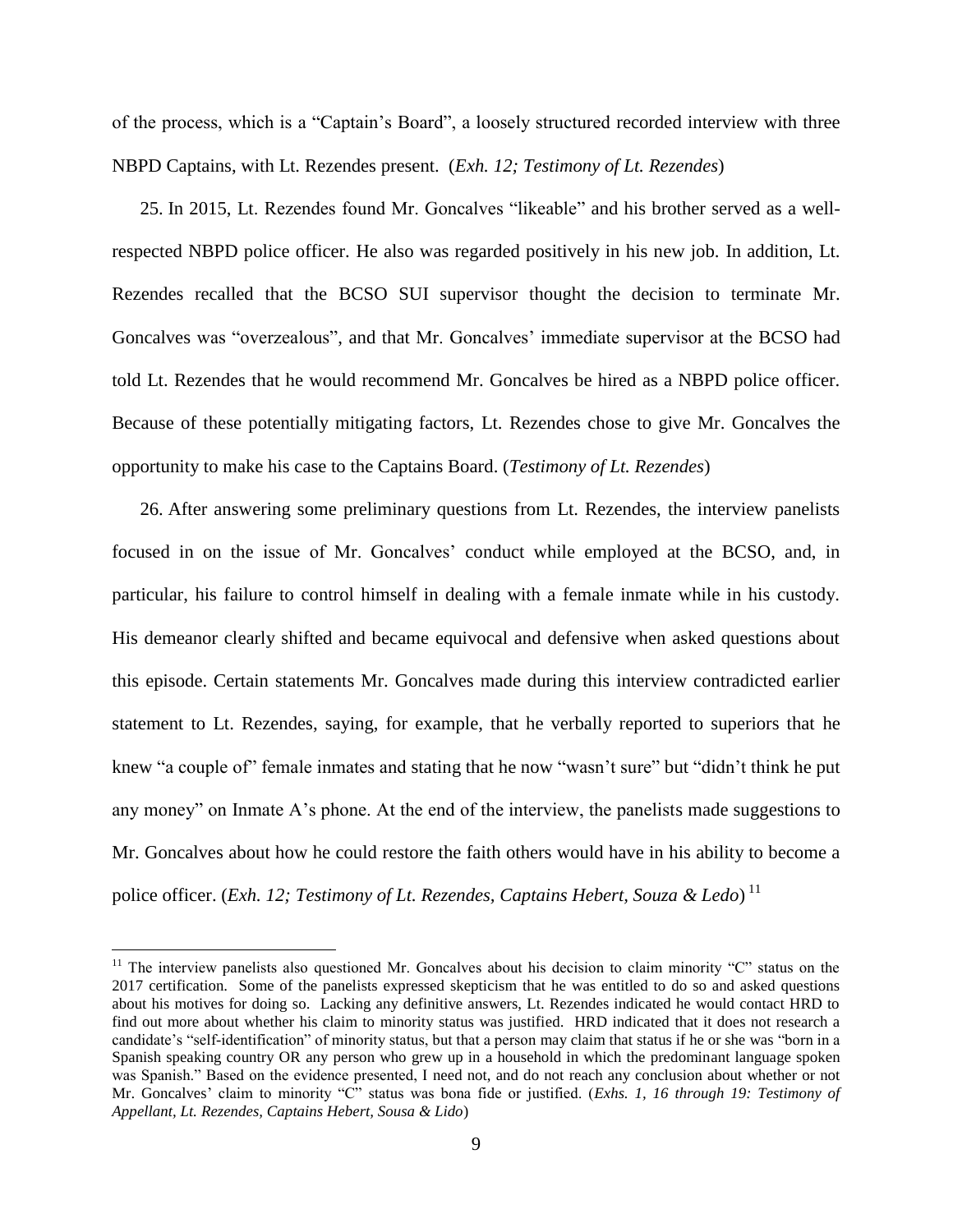of the process, which is a "Captain's Board", a loosely structured recorded interview with three NBPD Captains, with Lt. Rezendes present. (*Exh. 12; Testimony of Lt. Rezendes*)

25. In 2015, Lt. Rezendes found Mr. Goncalves "likeable" and his brother served as a well-respected NBPD police officer. He also was regarded positively in his new job. In addition, Lt. Rezendes recalled that the BCSO SUI supervisor thought the decision to terminate Mr. Goncalves was "overzealous", and that Mr. Goncalves' immediate supervisor at the BCSO had told Lt. Rezendes that he would recommend Mr. Goncalves be hired as a NBPD police officer. Because of these potentially mitigating factors, Lt. Rezendes chose to give Mr. Goncalves the opportunity to make his case to the Captains Board. (*Testimony of Lt. Rezendes*)

26. After answering some preliminary questions from Lt. Rezendes, the interview panelists focused in on the issue of Mr. Goncalves' conduct while employed at the BCSO, and, in particular, his failure to control himself in dealing with a female inmate while in his custody. His demeanor clearly shifted and became equivocal and defensive when asked questions about this episode. Certain statements Mr. Goncalves made during this interview contradicted earlier statement to Lt. Rezendes, saying, for example, that he verbally reported to superiors that he knew "a couple of" female inmates and stating that he now "wasn't sure" but "didn't think he put any money" on Inmate A's phone. At the end of the interview, the panelists made suggestions to Mr. Goncalves about how he could restore the faith others would have in his ability to become a police officer. (*Exh. 12; Testimony of Lt. Rezendes, Captains Hebert, Souza & Ledo*) [11]

---

[11] The interview panelists also questioned Mr. Goncalves about his decision to claim minority "C" status on the 2017 certification. Some of the panelists expressed skepticism that he was entitled to do so and asked questions about his motives for doing so. Lacking any definitive answers, Lt. Rezendes indicated he would contact HRD to find out more about whether his claim to minority status was justified. HRD indicated that it does not research a candidate's "self-identification" of minority status, but that a person may claim that status if he or she was "born in a Spanish speaking country OR any person who grew up in a household in which the predominant language spoken was Spanish." Based on the evidence presented, I need not, and do not reach any conclusion about whether or not Mr. Goncalves' claim to minority "C" status was bona fide or justified. (*Exhs. 1, 16 through 19: Testimony of Appellant, Lt. Rezendes, Captains Hebert, Sousa & Lido*)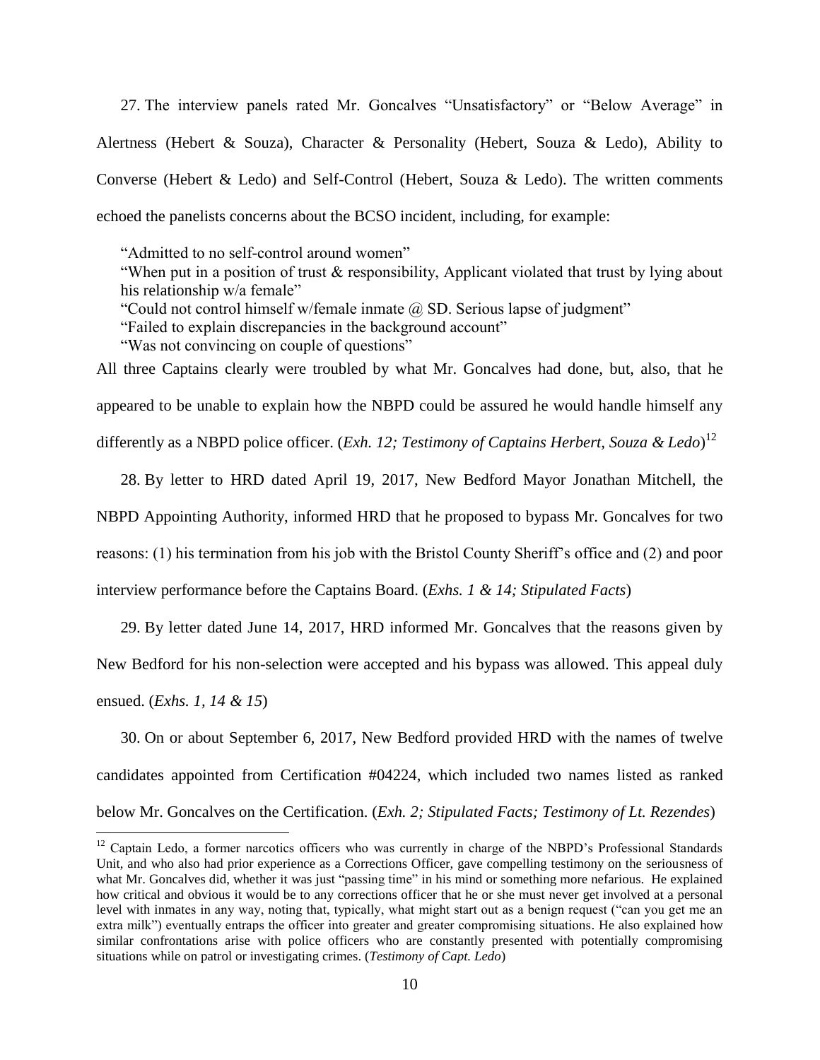27. The interview panels rated Mr. Goncalves "Unsatisfactory" or "Below Average" in Alertness (Hebert & Souza), Character & Personality (Hebert, Souza & Ledo), Ability to Converse (Hebert & Ledo) and Self-Control (Hebert, Souza & Ledo). The written comments echoed the panelists concerns about the BCSO incident, including, for example:

> "Admitted to no self-control around women"
> "When put in a position of trust & responsibility, Applicant violated that trust by lying about his relationship w/a female"
> "Could not control himself w/female inmate @ SD. Serious lapse of judgment"
> "Failed to explain discrepancies in the background account"
> "Was not convincing on couple of questions"

All three Captains clearly were troubled by what Mr. Goncalves had done, but, also, that he appeared to be unable to explain how the NBPD could be assured he would handle himself any differently as a NBPD police officer. (*Exh. 12; Testimony of Captains Herbert, Souza & Ledo*)[12]

28. By letter to HRD dated April 19, 2017, New Bedford Mayor Jonathan Mitchell, the NBPD Appointing Authority, informed HRD that he proposed to bypass Mr. Goncalves for two reasons: (1) his termination from his job with the Bristol County Sheriff's office and (2) and poor interview performance before the Captains Board. (*Exhs. 1 & 14; Stipulated Facts*)

29. By letter dated June 14, 2017, HRD informed Mr. Goncalves that the reasons given by New Bedford for his non-selection were accepted and his bypass was allowed. This appeal duly ensued. (*Exhs. 1, 14 & 15*)

30. On or about September 6, 2017, New Bedford provided HRD with the names of twelve candidates appointed from Certification #04224, which included two names listed as ranked below Mr. Goncalves on the Certification. (*Exh. 2; Stipulated Facts; Testimony of Lt. Rezendes*)

---

[12] Captain Ledo, a former narcotics officers who was currently in charge of the NBPD's Professional Standards Unit, and who also had prior experience as a Corrections Officer, gave compelling testimony on the seriousness of what Mr. Goncalves did, whether it was just "passing time" in his mind or something more nefarious. He explained how critical and obvious it would be to any corrections officer that he or she must never get involved at a personal level with inmates in any way, noting that, typically, what might start out as a benign request ("can you get me an extra milk") eventually entraps the officer into greater and greater compromising situations. He also explained how similar confrontations arise with police officers who are constantly presented with potentially compromising situations while on patrol or investigating crimes. (*Testimony of Capt. Ledo*)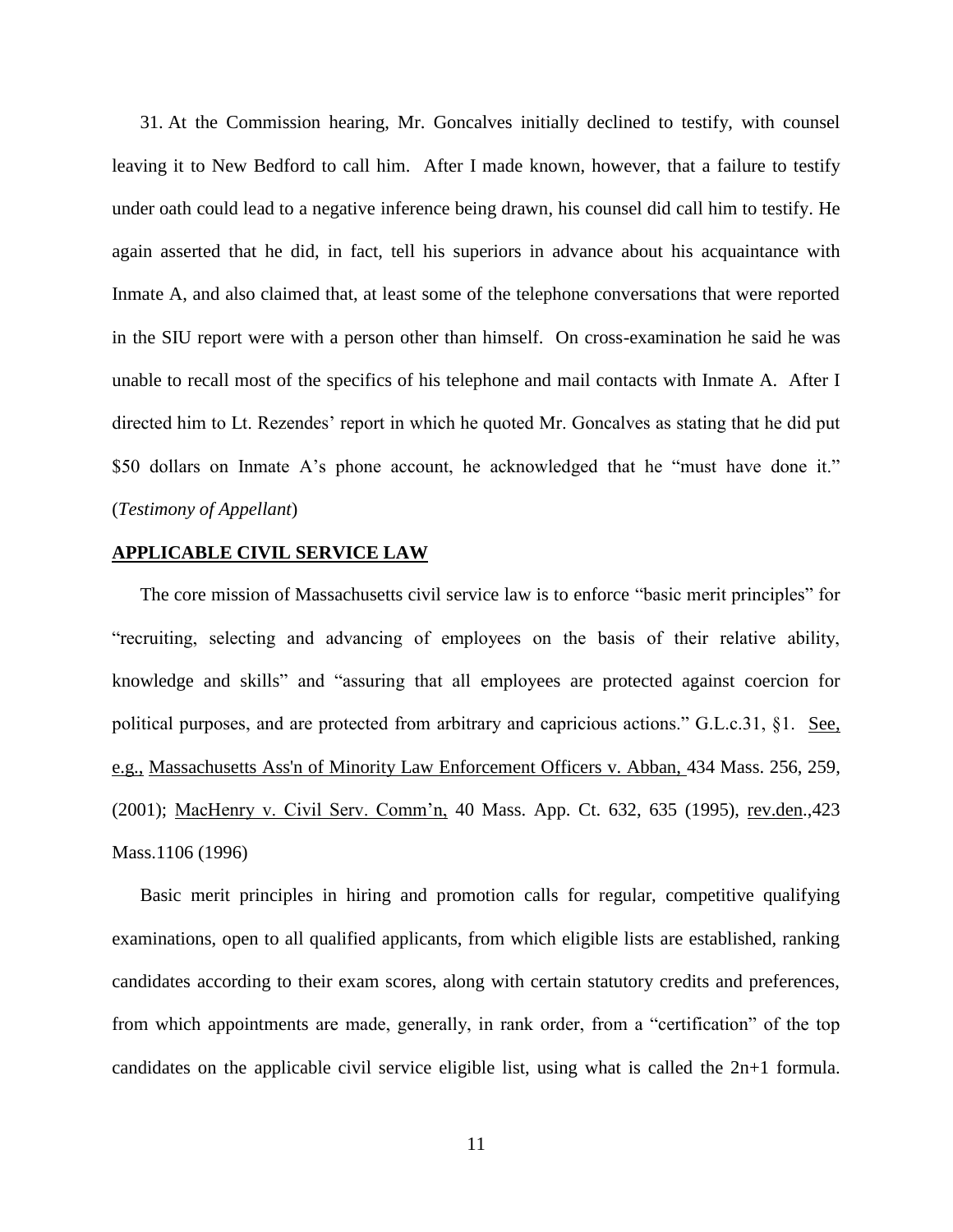31. At the Commission hearing, Mr. Goncalves initially declined to testify, with counsel leaving it to New Bedford to call him. After I made known, however, that a failure to testify under oath could lead to a negative inference being drawn, his counsel did call him to testify. He again asserted that he did, in fact, tell his superiors in advance about his acquaintance with Inmate A, and also claimed that, at least some of the telephone conversations that were reported in the SIU report were with a person other than himself. On cross-examination he said he was unable to recall most of the specifics of his telephone and mail contacts with Inmate A. After I directed him to Lt. Rezendes' report in which he quoted Mr. Goncalves as stating that he did put \$50 dollars on Inmate A's phone account, he acknowledged that he "must have done it." (*Testimony of Appellant*)

**APPLICABLE CIVIL SERVICE LAW**

The core mission of Massachusetts civil service law is to enforce "basic merit principles" for "recruiting, selecting and advancing of employees on the basis of their relative ability, knowledge and skills" and "assuring that all employees are protected against coercion for political purposes, and are protected from arbitrary and capricious actions." G.L.c.31, §1. See, e.g., Massachusetts Ass'n of Minority Law Enforcement Officers v. Abban, 434 Mass. 256, 259, (2001); MacHenry v. Civil Serv. Comm'n, 40 Mass. App. Ct. 632, 635 (1995), rev.den.,423 Mass.1106 (1996)

Basic merit principles in hiring and promotion calls for regular, competitive qualifying examinations, open to all qualified applicants, from which eligible lists are established, ranking candidates according to their exam scores, along with certain statutory credits and preferences, from which appointments are made, generally, in rank order, from a "certification" of the top candidates on the applicable civil service eligible list, using what is called the 2n+1 formula.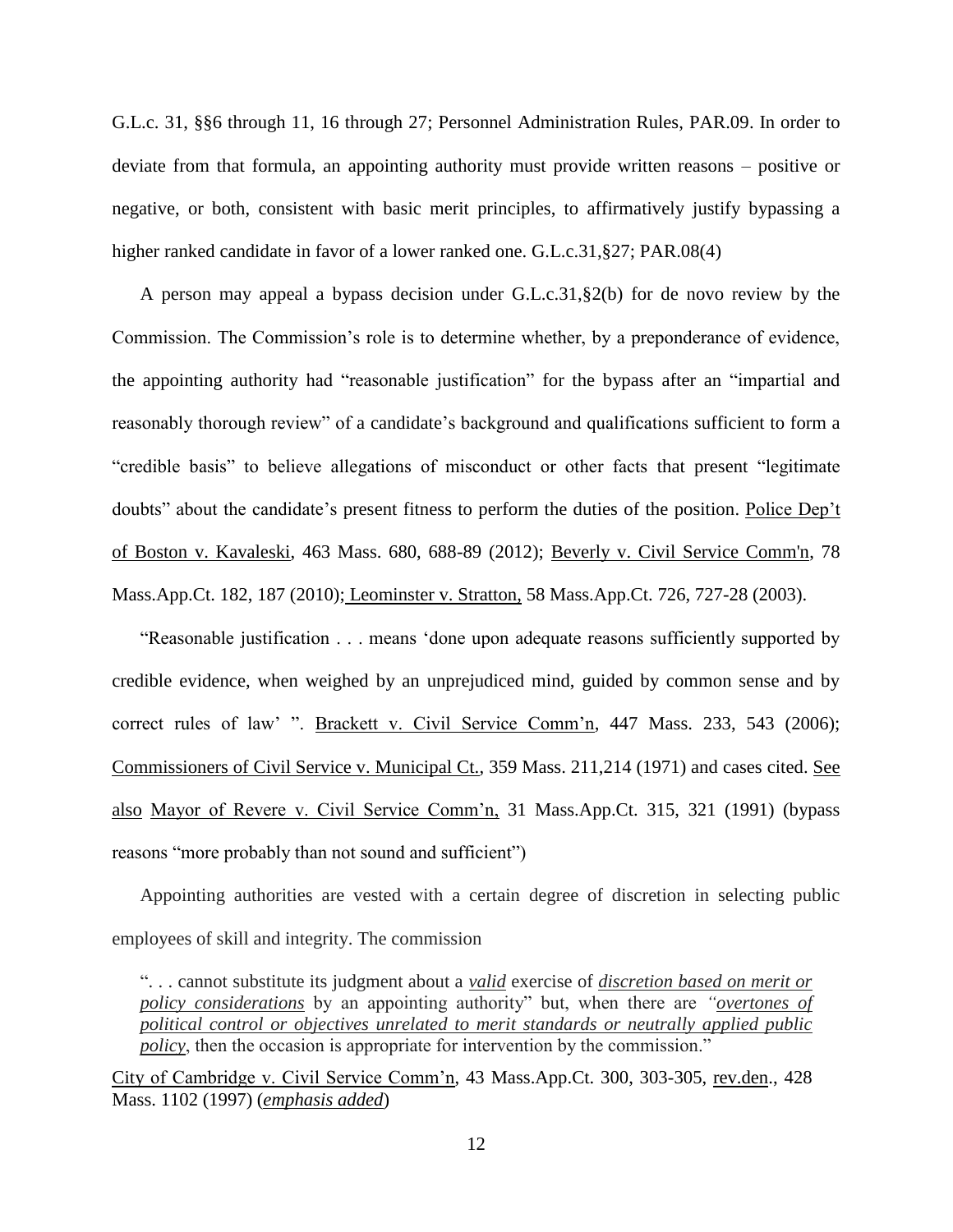G.L.c. 31, §§6 through 11, 16 through 27; Personnel Administration Rules, PAR.09. In order to deviate from that formula, an appointing authority must provide written reasons – positive or negative, or both, consistent with basic merit principles, to affirmatively justify bypassing a higher ranked candidate in favor of a lower ranked one. G.L.c.31,§27; PAR.08(4)

A person may appeal a bypass decision under G.L.c.31,§2(b) for de novo review by the Commission. The Commission's role is to determine whether, by a preponderance of evidence, the appointing authority had "reasonable justification" for the bypass after an "impartial and reasonably thorough review" of a candidate's background and qualifications sufficient to form a "credible basis" to believe allegations of misconduct or other facts that present "legitimate doubts" about the candidate's present fitness to perform the duties of the position. <u>Police Dep't of Boston v. Kavaleski</u>, 463 Mass. 680, 688-89 (2012); <u>Beverly v. Civil Service Comm'n</u>, 78 Mass.App.Ct. 182, 187 (2010); <u>Leominster v. Stratton,</u> 58 Mass.App.Ct. 726, 727-28 (2003).

"Reasonable justification . . . means 'done upon adequate reasons sufficiently supported by credible evidence, when weighed by an unprejudiced mind, guided by common sense and by correct rules of law' ". <u>Brackett v. Civil Service Comm'n</u>, 447 Mass. 233, 543 (2006); <u>Commissioners of Civil Service v. Municipal Ct.</u>, 359 Mass. 211,214 (1971) and cases cited. <u>See also</u> <u>Mayor of Revere v. Civil Service Comm'n,</u> 31 Mass.App.Ct. 315, 321 (1991) (bypass reasons "more probably than not sound and sufficient")

Appointing authorities are vested with a certain degree of discretion in selecting public employees of skill and integrity. The commission

> ". . . cannot substitute its judgment about a <u>*valid*</u> exercise of <u>*discretion based on merit or policy considerations*</u> by an appointing authority" but, when there are *"<u>overtones of political control or objectives unrelated to merit standards or neutrally applied public policy</u>*, then the occasion is appropriate for intervention by the commission."

<u>City of Cambridge v. Civil Service Comm'n</u>, 43 Mass.App.Ct. 300, 303-305, <u>rev.den</u>., 428 Mass. 1102 (1997) (<u>*emphasis added*</u>)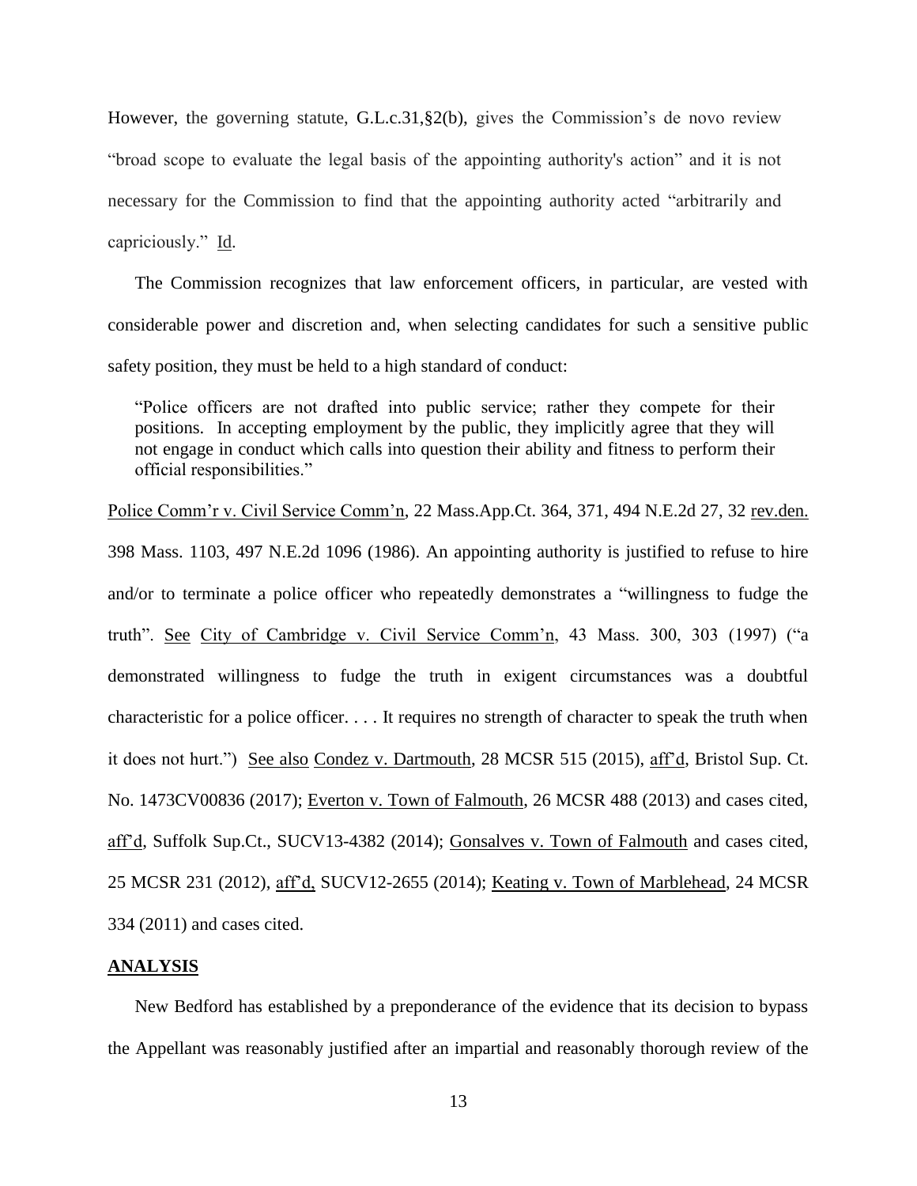However, the governing statute, G.L.c.31,§2(b), gives the Commission's de novo review "broad scope to evaluate the legal basis of the appointing authority's action" and it is not necessary for the Commission to find that the appointing authority acted "arbitrarily and capriciously." Id.

The Commission recognizes that law enforcement officers, in particular, are vested with considerable power and discretion and, when selecting candidates for such a sensitive public safety position, they must be held to a high standard of conduct:

> "Police officers are not drafted into public service; rather they compete for their positions. In accepting employment by the public, they implicitly agree that they will not engage in conduct which calls into question their ability and fitness to perform their official responsibilities."

Police Comm'r v. Civil Service Comm'n, 22 Mass.App.Ct. 364, 371, 494 N.E.2d 27, 32 rev.den. 398 Mass. 1103, 497 N.E.2d 1096 (1986). An appointing authority is justified to refuse to hire and/or to terminate a police officer who repeatedly demonstrates a "willingness to fudge the truth". See City of Cambridge v. Civil Service Comm'n, 43 Mass. 300, 303 (1997) ("a demonstrated willingness to fudge the truth in exigent circumstances was a doubtful characteristic for a police officer. . . . It requires no strength of character to speak the truth when it does not hurt.") See also Condez v. Dartmouth, 28 MCSR 515 (2015), aff'd, Bristol Sup. Ct. No. 1473CV00836 (2017); Everton v. Town of Falmouth, 26 MCSR 488 (2013) and cases cited, aff'd, Suffolk Sup.Ct., SUCV13-4382 (2014); Gonsalves v. Town of Falmouth and cases cited, 25 MCSR 231 (2012), aff'd, SUCV12-2655 (2014); Keating v. Town of Marblehead, 24 MCSR 334 (2011) and cases cited.

## ANALYSIS

New Bedford has established by a preponderance of the evidence that its decision to bypass the Appellant was reasonably justified after an impartial and reasonably thorough review of the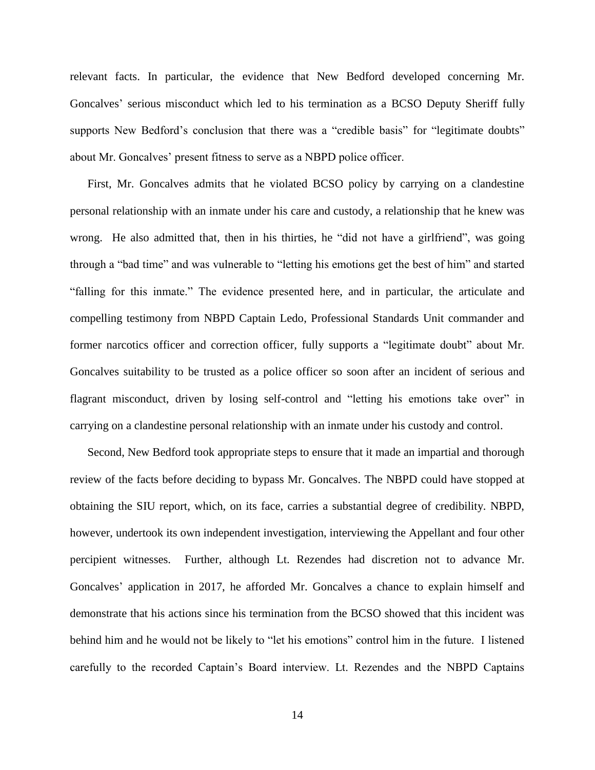relevant facts. In particular, the evidence that New Bedford developed concerning Mr. Goncalves' serious misconduct which led to his termination as a BCSO Deputy Sheriff fully supports New Bedford's conclusion that there was a "credible basis" for "legitimate doubts" about Mr. Goncalves' present fitness to serve as a NBPD police officer.

First, Mr. Goncalves admits that he violated BCSO policy by carrying on a clandestine personal relationship with an inmate under his care and custody, a relationship that he knew was wrong. He also admitted that, then in his thirties, he "did not have a girlfriend", was going through a "bad time" and was vulnerable to "letting his emotions get the best of him" and started "falling for this inmate." The evidence presented here, and in particular, the articulate and compelling testimony from NBPD Captain Ledo, Professional Standards Unit commander and former narcotics officer and correction officer, fully supports a "legitimate doubt" about Mr. Goncalves suitability to be trusted as a police officer so soon after an incident of serious and flagrant misconduct, driven by losing self-control and "letting his emotions take over" in carrying on a clandestine personal relationship with an inmate under his custody and control.

Second, New Bedford took appropriate steps to ensure that it made an impartial and thorough review of the facts before deciding to bypass Mr. Goncalves. The NBPD could have stopped at obtaining the SIU report, which, on its face, carries a substantial degree of credibility. NBPD, however, undertook its own independent investigation, interviewing the Appellant and four other percipient witnesses. Further, although Lt. Rezendes had discretion not to advance Mr. Goncalves' application in 2017, he afforded Mr. Goncalves a chance to explain himself and demonstrate that his actions since his termination from the BCSO showed that this incident was behind him and he would not be likely to "let his emotions" control him in the future. I listened carefully to the recorded Captain's Board interview. Lt. Rezendes and the NBPD Captains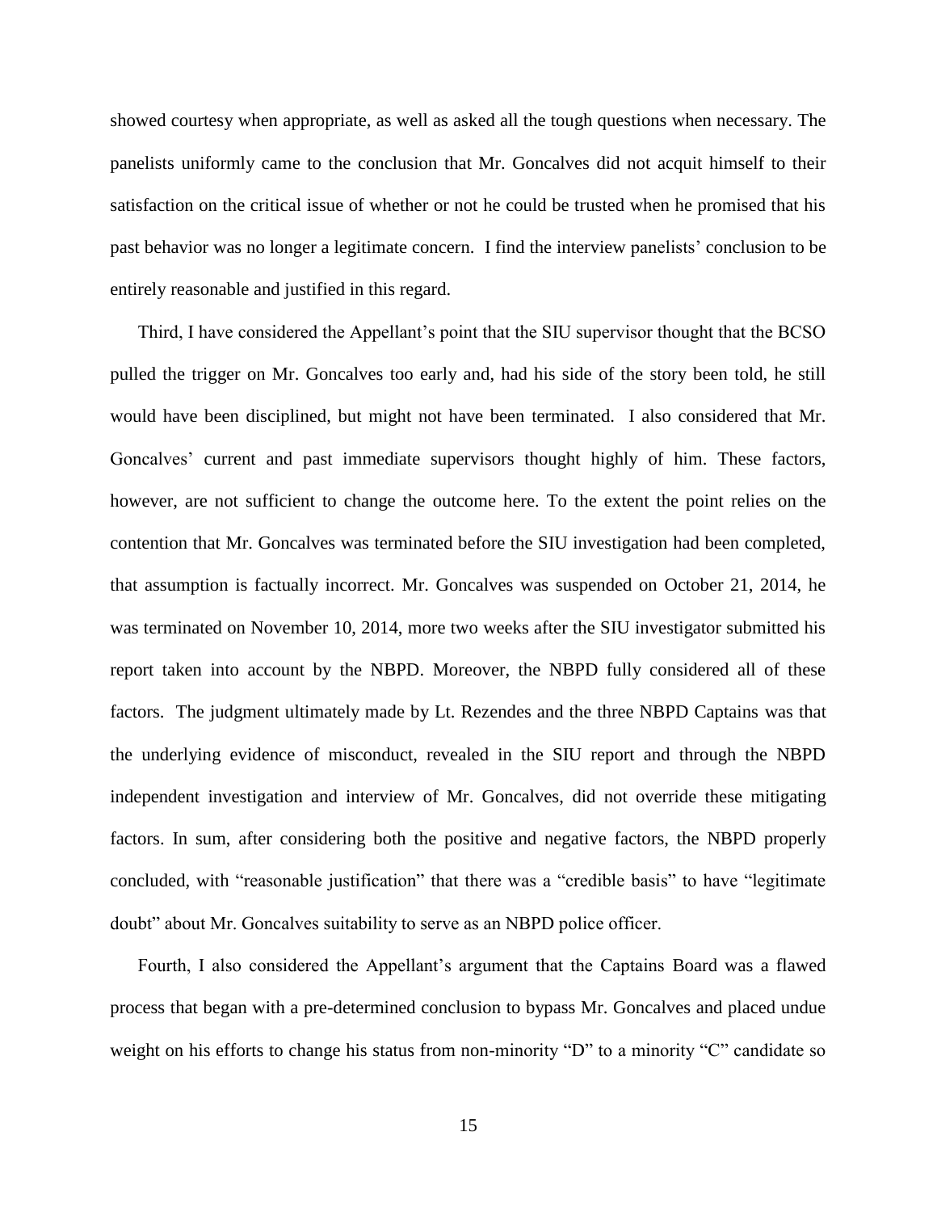showed courtesy when appropriate, as well as asked all the tough questions when necessary. The panelists uniformly came to the conclusion that Mr. Goncalves did not acquit himself to their satisfaction on the critical issue of whether or not he could be trusted when he promised that his past behavior was no longer a legitimate concern. I find the interview panelists' conclusion to be entirely reasonable and justified in this regard.

Third, I have considered the Appellant's point that the SIU supervisor thought that the BCSO pulled the trigger on Mr. Goncalves too early and, had his side of the story been told, he still would have been disciplined, but might not have been terminated. I also considered that Mr. Goncalves' current and past immediate supervisors thought highly of him. These factors, however, are not sufficient to change the outcome here. To the extent the point relies on the contention that Mr. Goncalves was terminated before the SIU investigation had been completed, that assumption is factually incorrect. Mr. Goncalves was suspended on October 21, 2014, he was terminated on November 10, 2014, more two weeks after the SIU investigator submitted his report taken into account by the NBPD. Moreover, the NBPD fully considered all of these factors. The judgment ultimately made by Lt. Rezendes and the three NBPD Captains was that the underlying evidence of misconduct, revealed in the SIU report and through the NBPD independent investigation and interview of Mr. Goncalves, did not override these mitigating factors. In sum, after considering both the positive and negative factors, the NBPD properly concluded, with "reasonable justification" that there was a "credible basis" to have "legitimate doubt" about Mr. Goncalves suitability to serve as an NBPD police officer.

Fourth, I also considered the Appellant's argument that the Captains Board was a flawed process that began with a pre-determined conclusion to bypass Mr. Goncalves and placed undue weight on his efforts to change his status from non-minority "D" to a minority "C" candidate so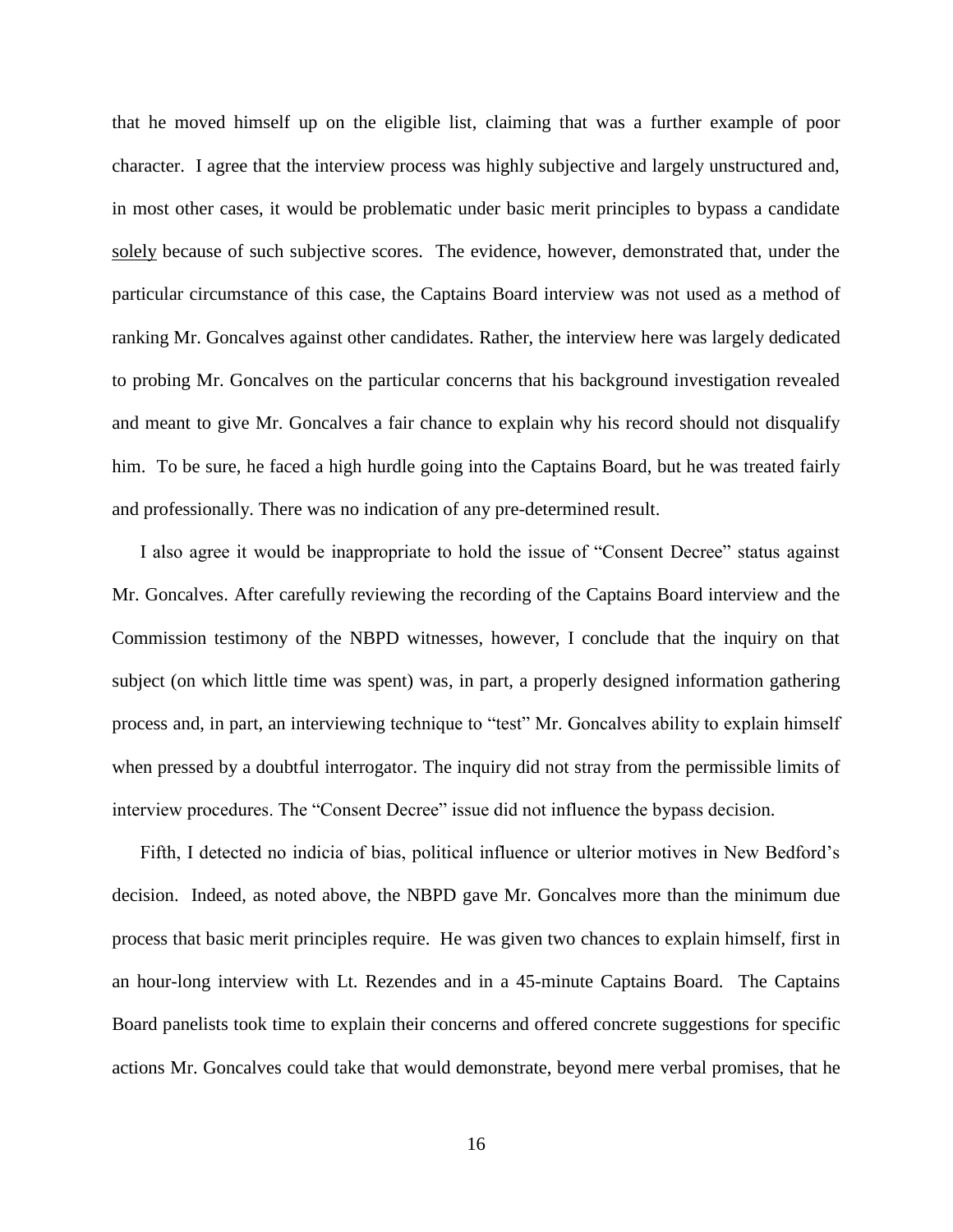that he moved himself up on the eligible list, claiming that was a further example of poor character. I agree that the interview process was highly subjective and largely unstructured and, in most other cases, it would be problematic under basic merit principles to bypass a candidate solely because of such subjective scores. The evidence, however, demonstrated that, under the particular circumstance of this case, the Captains Board interview was not used as a method of ranking Mr. Goncalves against other candidates. Rather, the interview here was largely dedicated to probing Mr. Goncalves on the particular concerns that his background investigation revealed and meant to give Mr. Goncalves a fair chance to explain why his record should not disqualify him. To be sure, he faced a high hurdle going into the Captains Board, but he was treated fairly and professionally. There was no indication of any pre-determined result.

I also agree it would be inappropriate to hold the issue of "Consent Decree" status against Mr. Goncalves. After carefully reviewing the recording of the Captains Board interview and the Commission testimony of the NBPD witnesses, however, I conclude that the inquiry on that subject (on which little time was spent) was, in part, a properly designed information gathering process and, in part, an interviewing technique to "test" Mr. Goncalves ability to explain himself when pressed by a doubtful interrogator. The inquiry did not stray from the permissible limits of interview procedures. The "Consent Decree" issue did not influence the bypass decision.

Fifth, I detected no indicia of bias, political influence or ulterior motives in New Bedford's decision. Indeed, as noted above, the NBPD gave Mr. Goncalves more than the minimum due process that basic merit principles require. He was given two chances to explain himself, first in an hour-long interview with Lt. Rezendes and in a 45-minute Captains Board. The Captains Board panelists took time to explain their concerns and offered concrete suggestions for specific actions Mr. Goncalves could take that would demonstrate, beyond mere verbal promises, that he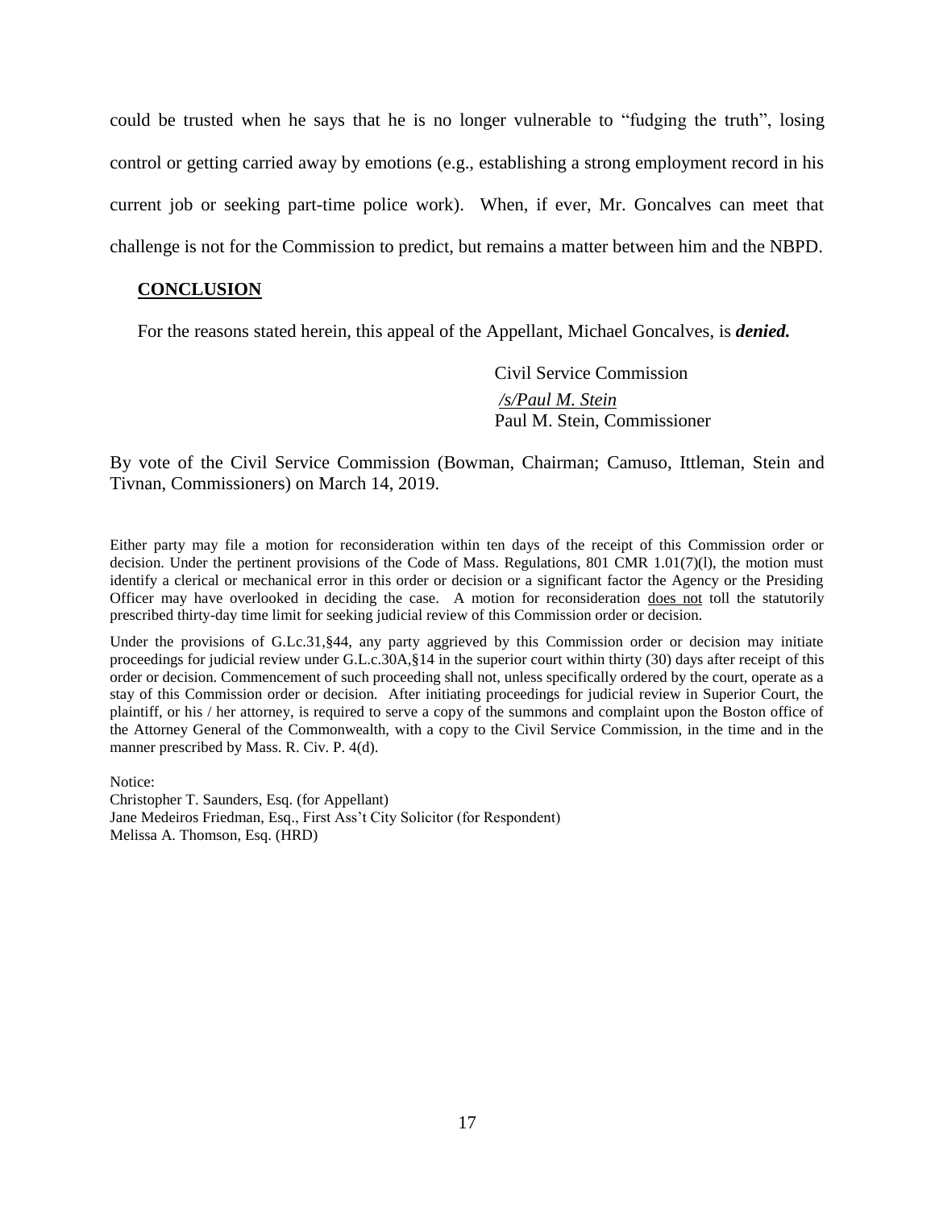could be trusted when he says that he is no longer vulnerable to "fudging the truth", losing control or getting carried away by emotions (e.g., establishing a strong employment record in his current job or seeking part-time police work). When, if ever, Mr. Goncalves can meet that challenge is not for the Commission to predict, but remains a matter between him and the NBPD.

## CONCLUSION

For the reasons stated herein, this appeal of the Appellant, Michael Goncalves, is ***denied.***

Civil Service Commission
*/s/Paul M. Stein*
Paul M. Stein, Commissioner

By vote of the Civil Service Commission (Bowman, Chairman; Camuso, Ittleman, Stein and Tivnan, Commissioners) on March 14, 2019.

Either party may file a motion for reconsideration within ten days of the receipt of this Commission order or decision. Under the pertinent provisions of the Code of Mass. Regulations, 801 CMR 1.01(7)(l), the motion must identify a clerical or mechanical error in this order or decision or a significant factor the Agency or the Presiding Officer may have overlooked in deciding the case. A motion for reconsideration does not toll the statutorily prescribed thirty-day time limit for seeking judicial review of this Commission order or decision.

Under the provisions of G.Lc.31,§44, any party aggrieved by this Commission order or decision may initiate proceedings for judicial review under G.L.c.30A,§14 in the superior court within thirty (30) days after receipt of this order or decision. Commencement of such proceeding shall not, unless specifically ordered by the court, operate as a stay of this Commission order or decision. After initiating proceedings for judicial review in Superior Court, the plaintiff, or his / her attorney, is required to serve a copy of the summons and complaint upon the Boston office of the Attorney General of the Commonwealth, with a copy to the Civil Service Commission, in the time and in the manner prescribed by Mass. R. Civ. P. 4(d).

Notice:
Christopher T. Saunders, Esq. (for Appellant)
Jane Medeiros Friedman, Esq., First Ass't City Solicitor (for Respondent)
Melissa A. Thomson, Esq. (HRD)